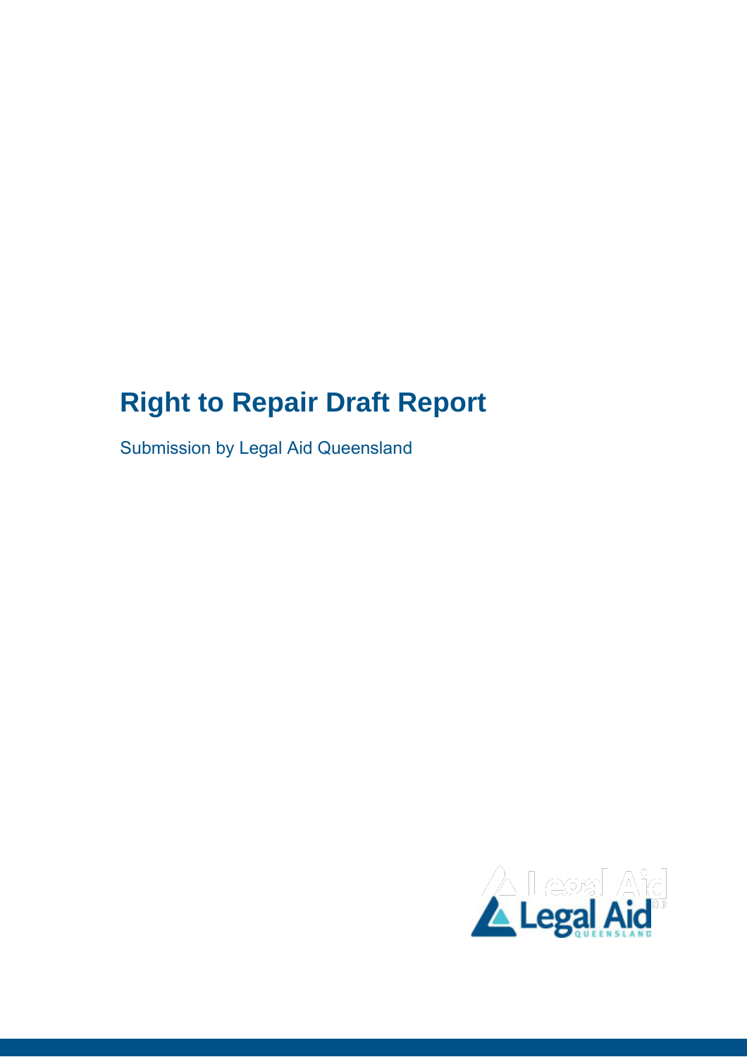# Right to Repair Draft Report

Submission by Legal Aid Queensland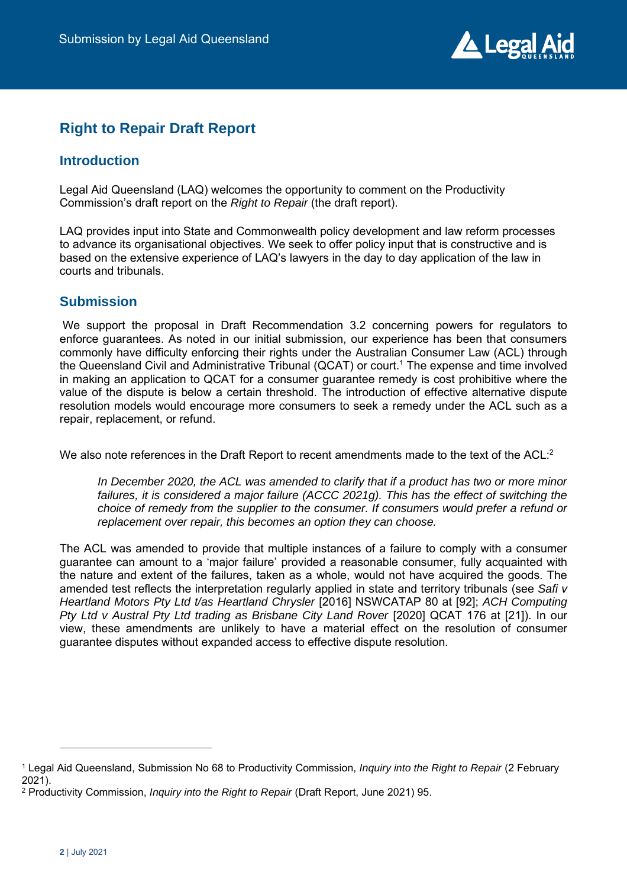# Right to Repair Draft Report

## Introduction

Legal Aid Queensland (LAQ) welcomes the opportunity to comment on the Productivity Commission's draft report on the *Right to Repair* (the draft report).

LAQ provides input into State and Commonwealth policy development and law reform processes to advance its organisational objectives. We seek to offer policy input that is constructive and is based on the extensive experience of LAQ's lawyers in the day to day application of the law in courts and tribunals.

## Submission

We support the proposal in Draft Recommendation 3.2 concerning powers for regulators to enforce guarantees. As noted in our initial submission, our experience has been that consumers commonly have difficulty enforcing their rights under the Australian Consumer Law (ACL) through the Queensland Civil and Administrative Tribunal (QCAT) or court.[1] The expense and time involved in making an application to QCAT for a consumer guarantee remedy is cost prohibitive where the value of the dispute is below a certain threshold. The introduction of effective alternative dispute resolution models would encourage more consumers to seek a remedy under the ACL such as a repair, replacement, or refund.

We also note references in the Draft Report to recent amendments made to the text of the ACL:[2]

> *In December 2020, the ACL was amended to clarify that if a product has two or more minor failures, it is considered a major failure (ACCC 2021g). This has the effect of switching the choice of remedy from the supplier to the consumer. If consumers would prefer a refund or replacement over repair, this becomes an option they can choose.*

The ACL was amended to provide that multiple instances of a failure to comply with a consumer guarantee can amount to a 'major failure' provided a reasonable consumer, fully acquainted with the nature and extent of the failures, taken as a whole, would not have acquired the goods. The amended test reflects the interpretation regularly applied in state and territory tribunals (see *Safi v Heartland Motors Pty Ltd t/as Heartland Chrysler* [2016] NSWCATAP 80 at [92]; *ACH Computing Pty Ltd v Austral Pty Ltd trading as Brisbane City Land Rover* [2020] QCAT 176 at [21]). In our view, these amendments are unlikely to have a material effect on the resolution of consumer guarantee disputes without expanded access to effective dispute resolution.

---

[1] Legal Aid Queensland, Submission No 68 to Productivity Commission, *Inquiry into the Right to Repair* (2 February 2021).

[2] Productivity Commission, *Inquiry into the Right to Repair* (Draft Report, June 2021) 95.